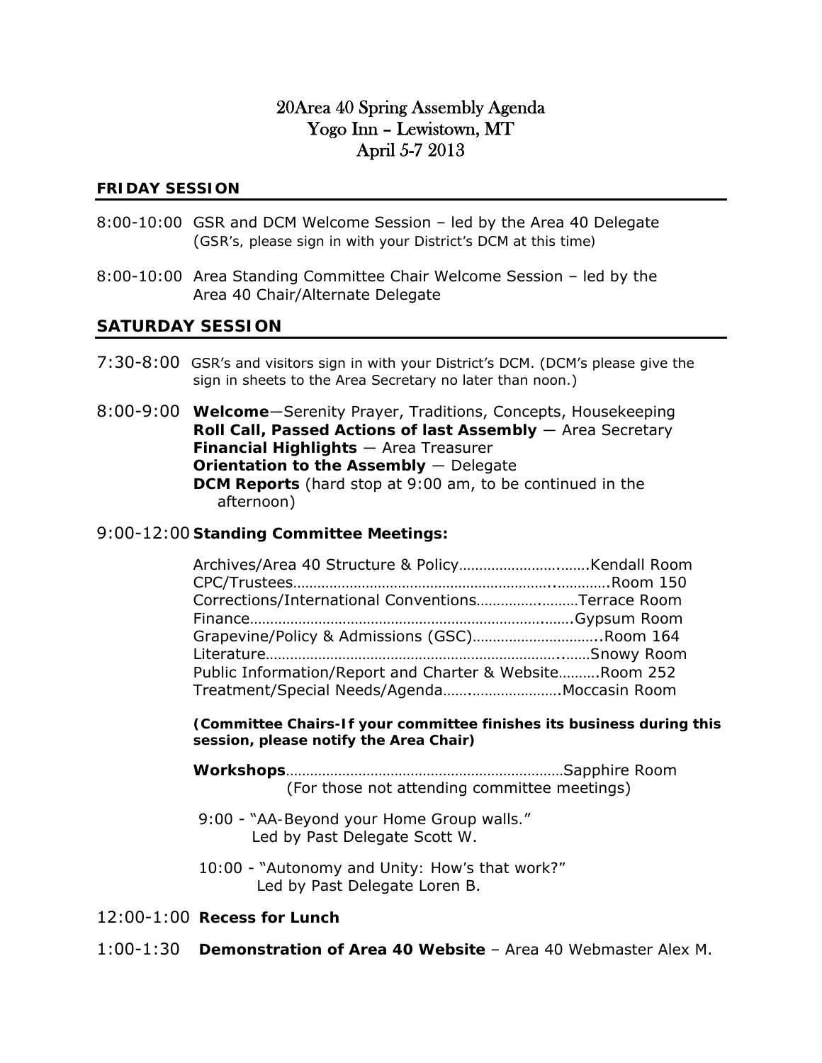# 20Area 40 Spring Assembly Agenda
# Yogo Inn – Lewistown, MT
# April 5-7 2013

## FRIDAY SESSION

8:00-10:00 GSR and DCM Welcome Session – led by the Area 40 Delegate
(GSR's, please sign in with your District's DCM at this time)

8:00-10:00 Area Standing Committee Chair Welcome Session – led by the Area 40 Chair/Alternate Delegate

## SATURDAY SESSION

7:30-8:00 GSR's and visitors sign in with your District's DCM. (DCM's please give the sign in sheets to the Area Secretary no later than noon.)

8:00-9:00 **Welcome**—Serenity Prayer, Traditions, Concepts, Housekeeping
**Roll Call, Passed Actions of last Assembly** — Area Secretary
**Financial Highlights** — Area Treasurer
**Orientation to the Assembly** — Delegate
**DCM Reports** (hard stop at 9:00 am, to be continued in the afternoon)

9:00-12:00 **Standing Committee Meetings:**

Archives/Area 40 Structure & Policy……………………..……Kendall Room
CPC/Trustees……………………………………………………..…………Room 150
Corrections/International Conventions…………..………Terrace Room
Finance…………………………………………………………….…….Gypsum Room
Grapevine/Policy & Admissions (GSC)…………………………..Room 164
Literature……………………………………………………………..……Snowy Room
Public Information/Report and Charter & Website……….Room 252
Treatment/Special Needs/Agenda…….………………….Moccasin Room

***(Committee Chairs-If your committee finishes its business during this session, please notify the Area Chair)***

**Workshops**……………………………………………………………Sapphire Room
(For those not attending committee meetings)

9:00 - "AA-Beyond your Home Group walls."
Led by Past Delegate Scott W.

10:00 - "Autonomy and Unity: How's that work?"
Led by Past Delegate Loren B.

12:00-1:00 **Recess for Lunch**

1:00-1:30 **Demonstration of Area 40 Website** – Area 40 Webmaster Alex M.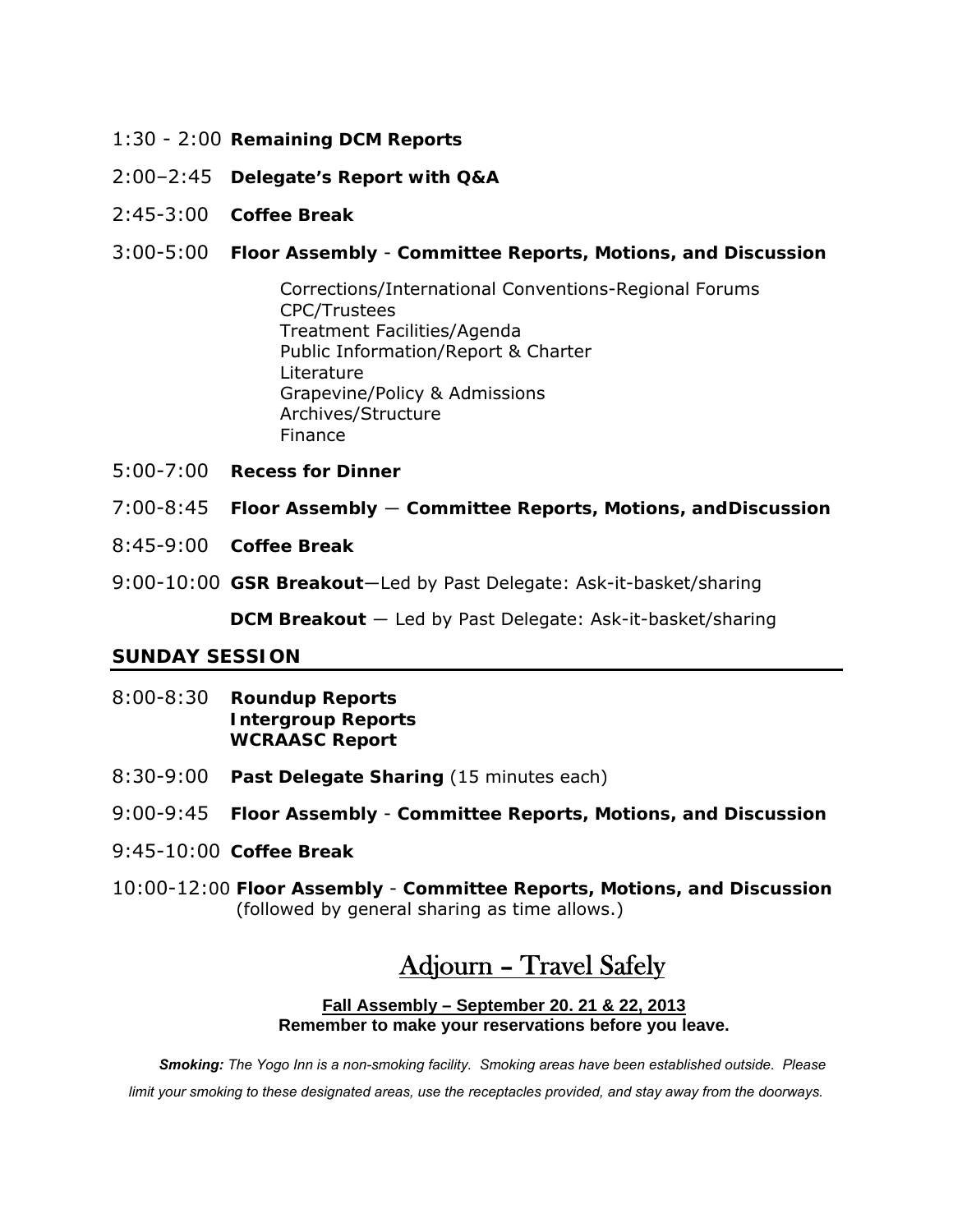1:30 - 2:00 **Remaining DCM Reports**

2:00–2:45 **Delegate's Report with Q&A**

2:45-3:00 **Coffee Break**

3:00-5:00 **Floor Assembly** - **Committee Reports, Motions, and Discussion**

Corrections/International Conventions-Regional Forums
CPC/Trustees
Treatment Facilities/Agenda
Public Information/Report & Charter
Literature
Grapevine/Policy & Admissions
Archives/Structure
Finance

5:00-7:00 **Recess for Dinner**

7:00-8:45 **Floor Assembly — Committee Reports, Motions, andDiscussion**

8:45-9:00 **Coffee Break**

9:00-10:00 **GSR Breakout**—Led by Past Delegate: Ask-it-basket/sharing

**DCM Breakout** — Led by Past Delegate: Ask-it-basket/sharing

## SUNDAY SESSION

8:00-8:30 **Roundup Reports**
**Intergroup Reports**
**WCRAASC Report**

8:30-9:00 **Past Delegate Sharing** (15 minutes each)

9:00-9:45 **Floor Assembly** - **Committee Reports, Motions, and Discussion**

9:45-10:00 **Coffee Break**

10:00-12:00 **Floor Assembly** - **Committee Reports, Motions, and Discussion** (followed by general sharing as time allows.)

# Adjourn – Travel Safely

**Fall Assembly – September 20. 21 & 22, 2013**
**Remember to make your reservations before you leave.**

***Smoking:*** *The Yogo Inn is a non-smoking facility. Smoking areas have been established outside. Please limit your smoking to these designated areas, use the receptacles provided, and stay away from the doorways.*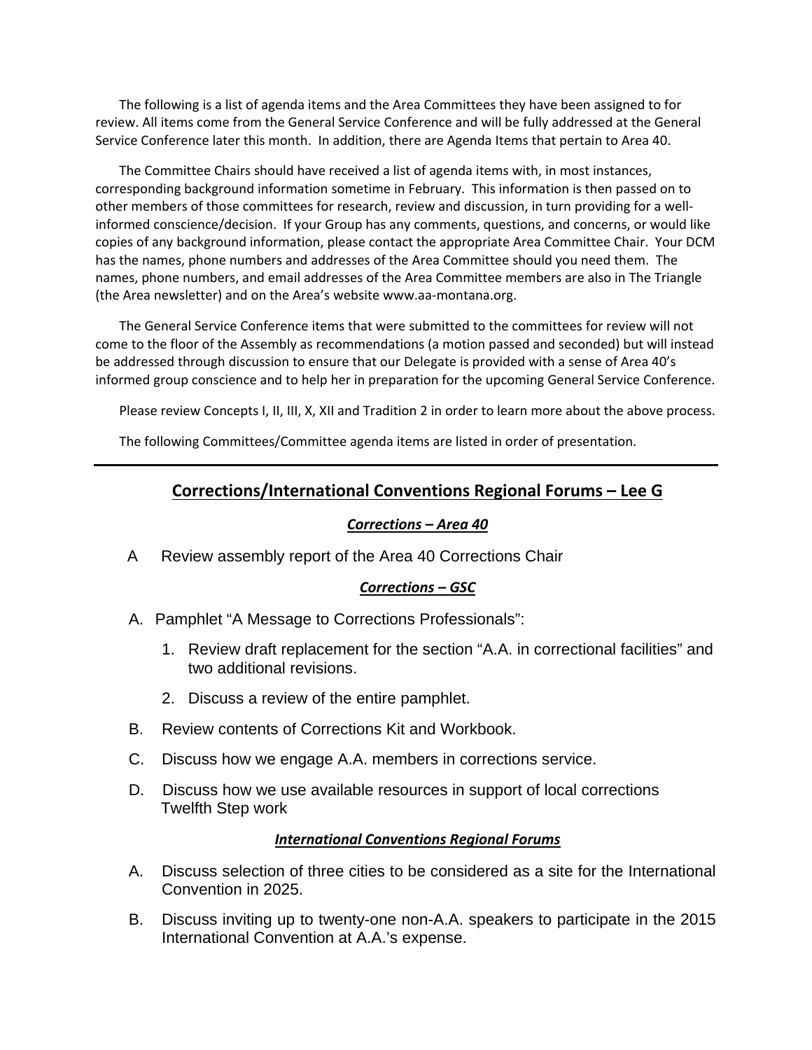The following is a list of agenda items and the Area Committees they have been assigned to for review. All items come from the General Service Conference and will be fully addressed at the General Service Conference later this month. In addition, there are Agenda Items that pertain to Area 40.

The Committee Chairs should have received a list of agenda items with, in most instances, corresponding background information sometime in February. This information is then passed on to other members of those committees for research, review and discussion, in turn providing for a well-informed conscience/decision. If your Group has any comments, questions, and concerns, or would like copies of any background information, please contact the appropriate Area Committee Chair. Your DCM has the names, phone numbers and addresses of the Area Committee should you need them. The names, phone numbers, and email addresses of the Area Committee members are also in The Triangle (the Area newsletter) and on the Area's website www.aa-montana.org.

The General Service Conference items that were submitted to the committees for review will not come to the floor of the Assembly as recommendations (a motion passed and seconded) but will instead be addressed through discussion to ensure that our Delegate is provided with a sense of Area 40's informed group conscience and to help her in preparation for the upcoming General Service Conference.

Please review Concepts I, II, III, X, XII and Tradition 2 in order to learn more about the above process.

The following Committees/Committee agenda items are listed in order of presentation.

---

## Corrections/International Conventions Regional Forums – Lee G

### *Corrections – Area 40*

A Review assembly report of the Area 40 Corrections Chair

### *Corrections – GSC*

A. Pamphlet "A Message to Corrections Professionals":

1. Review draft replacement for the section "A.A. in correctional facilities" and two additional revisions.
2. Discuss a review of the entire pamphlet.

B. Review contents of Corrections Kit and Workbook.

C. Discuss how we engage A.A. members in corrections service.

D. Discuss how we use available resources in support of local corrections Twelfth Step work

### *International Conventions Regional Forums*

A. Discuss selection of three cities to be considered as a site for the International Convention in 2025.

B. Discuss inviting up to twenty-one non-A.A. speakers to participate in the 2015 International Convention at A.A.'s expense.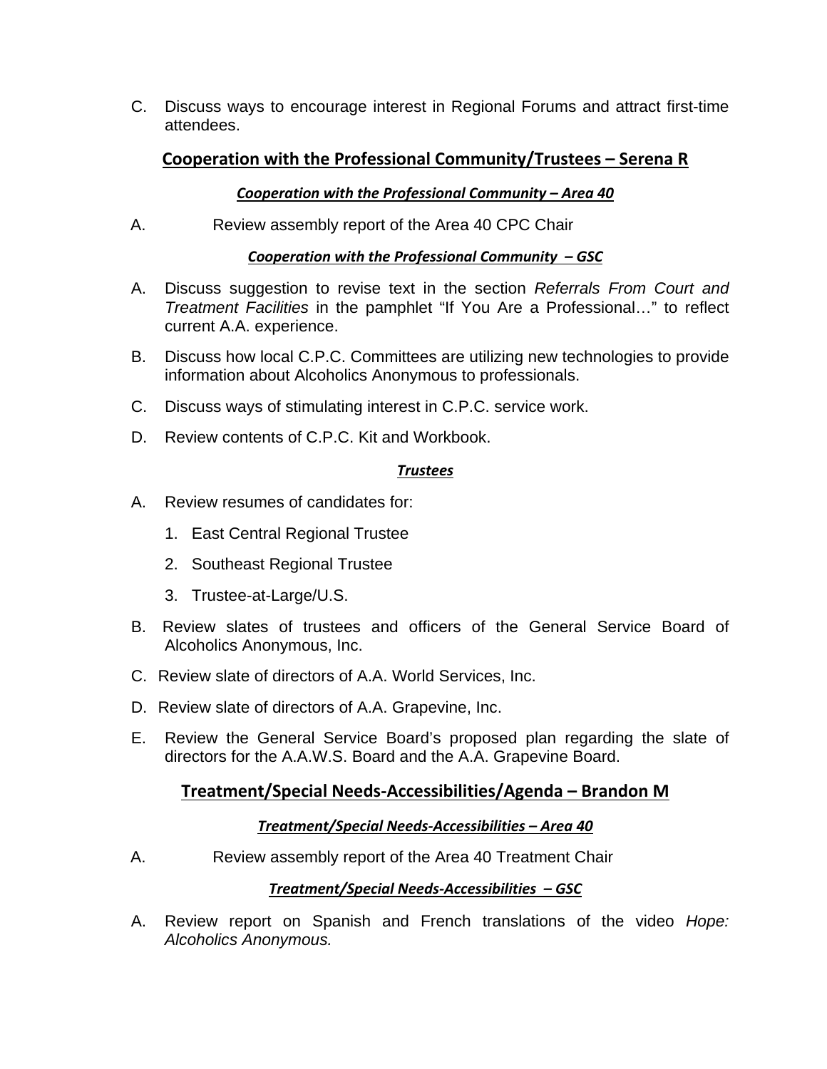C. Discuss ways to encourage interest in Regional Forums and attract first-time attendees.

## Cooperation with the Professional Community/Trustees – Serena R

### *Cooperation with the Professional Community – Area 40*

A. Review assembly report of the Area 40 CPC Chair

### *Cooperation with the Professional Community – GSC*

A. Discuss suggestion to revise text in the section *Referrals From Court and Treatment Facilities* in the pamphlet "If You Are a Professional…" to reflect current A.A. experience.

B. Discuss how local C.P.C. Committees are utilizing new technologies to provide information about Alcoholics Anonymous to professionals.

C. Discuss ways of stimulating interest in C.P.C. service work.

D. Review contents of C.P.C. Kit and Workbook.

### *Trustees*

A. Review resumes of candidates for:

1. East Central Regional Trustee
2. Southeast Regional Trustee
3. Trustee-at-Large/U.S.

B. Review slates of trustees and officers of the General Service Board of Alcoholics Anonymous, Inc.

C. Review slate of directors of A.A. World Services, Inc.

D. Review slate of directors of A.A. Grapevine, Inc.

E. Review the General Service Board's proposed plan regarding the slate of directors for the A.A.W.S. Board and the A.A. Grapevine Board.

## Treatment/Special Needs-Accessibilities/Agenda – Brandon M

### *Treatment/Special Needs-Accessibilities – Area 40*

A. Review assembly report of the Area 40 Treatment Chair

### *Treatment/Special Needs-Accessibilities – GSC*

A. Review report on Spanish and French translations of the video *Hope: Alcoholics Anonymous.*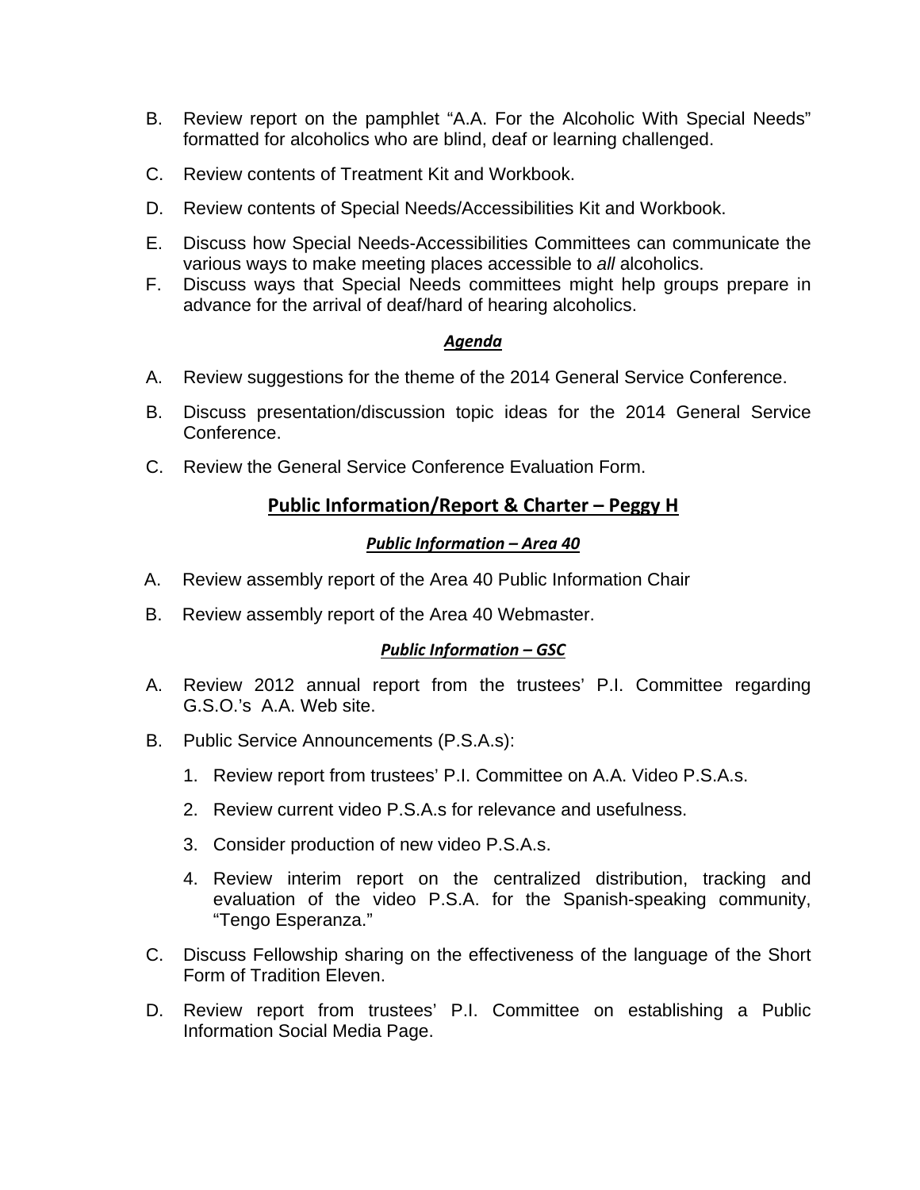B. Review report on the pamphlet "A.A. For the Alcoholic With Special Needs" formatted for alcoholics who are blind, deaf or learning challenged.

C. Review contents of Treatment Kit and Workbook.

D. Review contents of Special Needs/Accessibilities Kit and Workbook.

E. Discuss how Special Needs-Accessibilities Committees can communicate the various ways to make meeting places accessible to *all* alcoholics.

F. Discuss ways that Special Needs committees might help groups prepare in advance for the arrival of deaf/hard of hearing alcoholics.

***Agenda***

A. Review suggestions for the theme of the 2014 General Service Conference.

B. Discuss presentation/discussion topic ideas for the 2014 General Service Conference.

C. Review the General Service Conference Evaluation Form.

## Public Information/Report & Charter – Peggy H

***Public Information – Area 40***

A. Review assembly report of the Area 40 Public Information Chair

B. Review assembly report of the Area 40 Webmaster.

***Public Information – GSC***

A. Review 2012 annual report from the trustees' P.I. Committee regarding G.S.O.'s A.A. Web site.

B. Public Service Announcements (P.S.A.s):

   1. Review report from trustees' P.I. Committee on A.A. Video P.S.A.s.

   2. Review current video P.S.A.s for relevance and usefulness.

   3. Consider production of new video P.S.A.s.

   4. Review interim report on the centralized distribution, tracking and evaluation of the video P.S.A. for the Spanish-speaking community, "Tengo Esperanza."

C. Discuss Fellowship sharing on the effectiveness of the language of the Short Form of Tradition Eleven.

D. Review report from trustees' P.I. Committee on establishing a Public Information Social Media Page.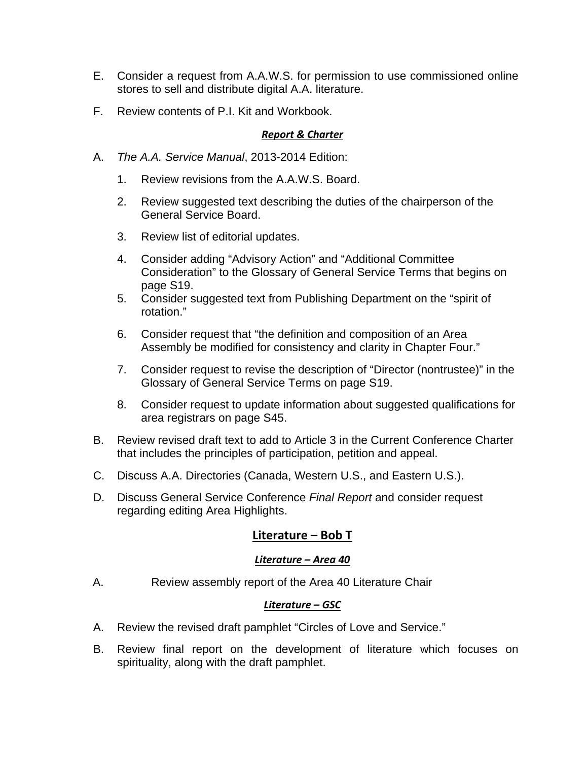E. Consider a request from A.A.W.S. for permission to use commissioned online stores to sell and distribute digital A.A. literature.

F. Review contents of P.I. Kit and Workbook.

***Report & Charter***

A. *The A.A. Service Manual*, 2013-2014 Edition:

1. Review revisions from the A.A.W.S. Board.
2. Review suggested text describing the duties of the chairperson of the General Service Board.
3. Review list of editorial updates.
4. Consider adding "Advisory Action" and "Additional Committee Consideration" to the Glossary of General Service Terms that begins on page S19.
5. Consider suggested text from Publishing Department on the "spirit of rotation."
6. Consider request that "the definition and composition of an Area Assembly be modified for consistency and clarity in Chapter Four."
7. Consider request to revise the description of "Director (nontrustee)" in the Glossary of General Service Terms on page S19.
8. Consider request to update information about suggested qualifications for area registrars on page S45.

B. Review revised draft text to add to Article 3 in the Current Conference Charter that includes the principles of participation, petition and appeal.

C. Discuss A.A. Directories (Canada, Western U.S., and Eastern U.S.).

D. Discuss General Service Conference *Final Report* and consider request regarding editing Area Highlights.

## Literature – Bob T

***Literature – Area 40***

A. Review assembly report of the Area 40 Literature Chair

***Literature – GSC***

A. Review the revised draft pamphlet "Circles of Love and Service."

B. Review final report on the development of literature which focuses on spirituality, along with the draft pamphlet.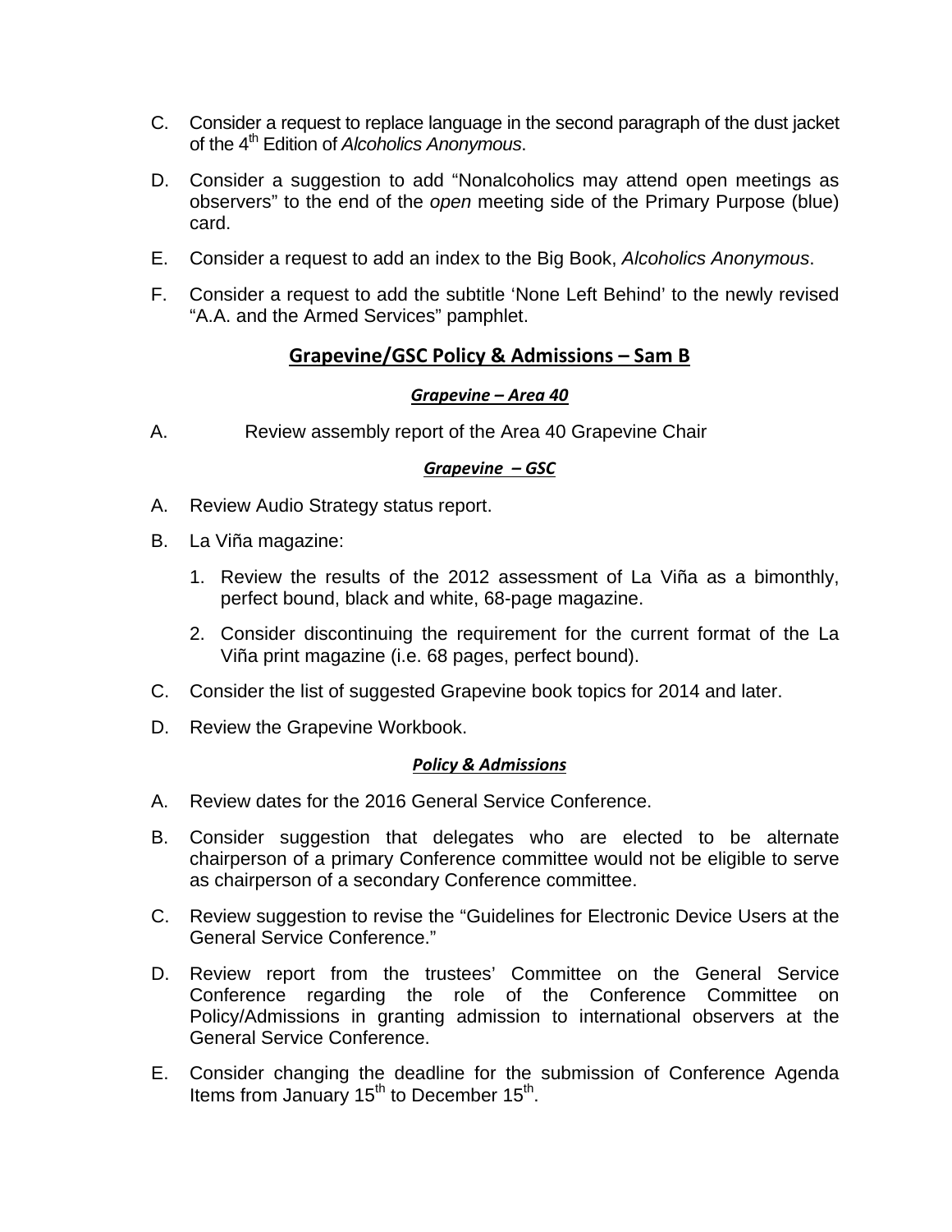C. Consider a request to replace language in the second paragraph of the dust jacket of the 4th Edition of *Alcoholics Anonymous*.

D. Consider a suggestion to add "Nonalcoholics may attend open meetings as observers" to the end of the *open* meeting side of the Primary Purpose (blue) card.

E. Consider a request to add an index to the Big Book, *Alcoholics Anonymous*.

F. Consider a request to add the subtitle 'None Left Behind' to the newly revised "A.A. and the Armed Services" pamphlet.

## Grapevine/GSC Policy & Admissions – Sam B

### *Grapevine – Area 40*

A. Review assembly report of the Area 40 Grapevine Chair

### *Grapevine – GSC*

A. Review Audio Strategy status report.

B. La Viña magazine:

   1. Review the results of the 2012 assessment of La Viña as a bimonthly, perfect bound, black and white, 68-page magazine.

   2. Consider discontinuing the requirement for the current format of the La Viña print magazine (i.e. 68 pages, perfect bound).

C. Consider the list of suggested Grapevine book topics for 2014 and later.

D. Review the Grapevine Workbook.

### *Policy & Admissions*

A. Review dates for the 2016 General Service Conference.

B. Consider suggestion that delegates who are elected to be alternate chairperson of a primary Conference committee would not be eligible to serve as chairperson of a secondary Conference committee.

C. Review suggestion to revise the "Guidelines for Electronic Device Users at the General Service Conference."

D. Review report from the trustees' Committee on the General Service Conference regarding the role of the Conference Committee on Policy/Admissions in granting admission to international observers at the General Service Conference.

E. Consider changing the deadline for the submission of Conference Agenda Items from January 15th to December 15th.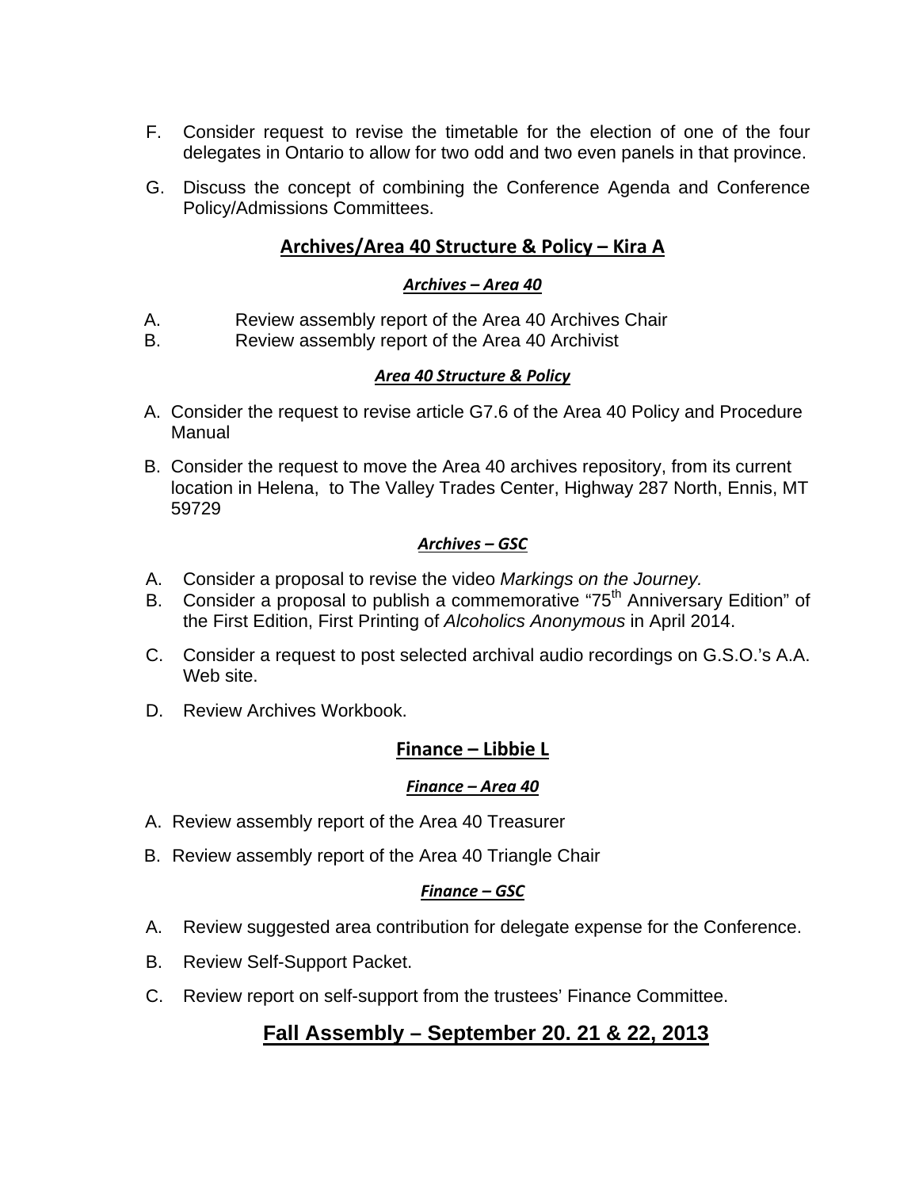F. Consider request to revise the timetable for the election of one of the four delegates in Ontario to allow for two odd and two even panels in that province.

G. Discuss the concept of combining the Conference Agenda and Conference Policy/Admissions Committees.

## Archives/Area 40 Structure & Policy – Kira A

### *Archives – Area 40*

A. Review assembly report of the Area 40 Archives Chair
B. Review assembly report of the Area 40 Archivist

### *Area 40 Structure & Policy*

A. Consider the request to revise article G7.6 of the Area 40 Policy and Procedure Manual

B. Consider the request to move the Area 40 archives repository, from its current location in Helena, to The Valley Trades Center, Highway 287 North, Ennis, MT 59729

### *Archives – GSC*

A. Consider a proposal to revise the video *Markings on the Journey.*
B. Consider a proposal to publish a commemorative "75th Anniversary Edition" of the First Edition, First Printing of *Alcoholics Anonymous* in April 2014.

C. Consider a request to post selected archival audio recordings on G.S.O.'s A.A. Web site.

D. Review Archives Workbook.

## Finance – Libbie L

### *Finance – Area 40*

A. Review assembly report of the Area 40 Treasurer

B. Review assembly report of the Area 40 Triangle Chair

### *Finance – GSC*

A. Review suggested area contribution for delegate expense for the Conference.

B. Review Self-Support Packet.

C. Review report on self-support from the trustees' Finance Committee.

# Fall Assembly – September 20. 21 & 22, 2013